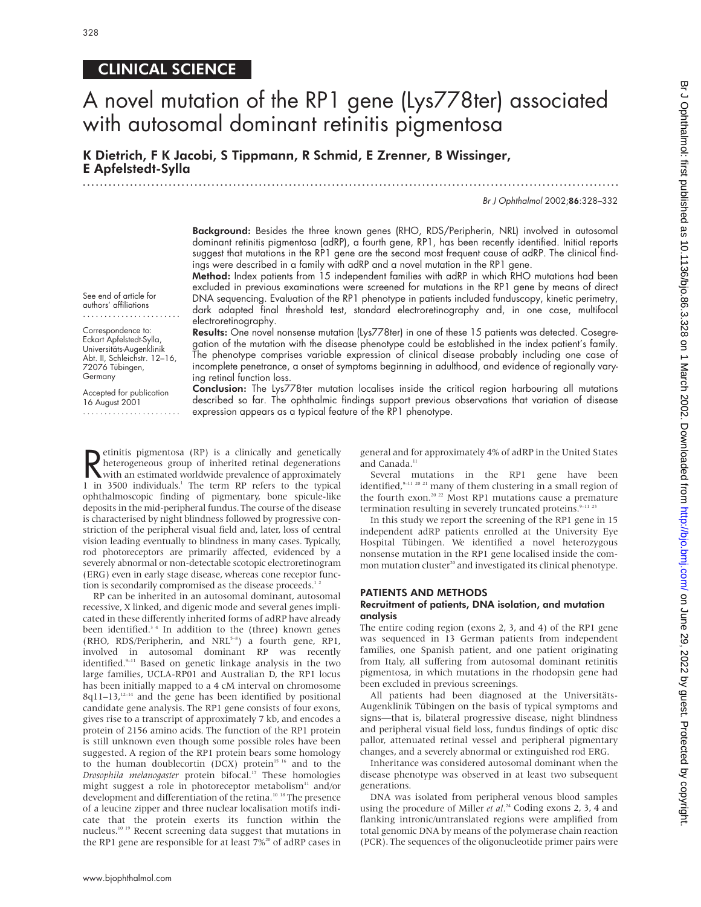## CLINICAL SCIENCE

# A novel mutation of the RP1 gene (Lys778ter) associated with autosomal dominant retinitis pigmentosa

**K Dietrich, F K Jacobi, S Tippmann, R Schmid, E Zrenner, B Wissinger, E Apfelstedt-Sylla**

*Br J Ophthalmol* 2002;**86**:328–332

See end of article for authors' affiliations

Correspondence to: Eckart Apfelstedt-Sylla, Universitäts-Augenklinik Abt. II, Schleichstr. 12–16, 72076 Tübingen, Germany

Accepted for publication 16 August 2001

**Background:** Besides the three known genes (RHO, RDS/Peripherin, NRL) involved in autosomal dominant retinitis pigmentosa (adRP), a fourth gene, RP1, has been recently identified. Initial reports suggest that mutations in the RP1 gene are the second most frequent cause of adRP. The clinical findings were described in a family with adRP and a novel mutation in the RP1 gene.

**Method:** Index patients from 15 independent families with adRP in which RHO mutations had been excluded in previous examinations were screened for mutations in the RP1 gene by means of direct DNA sequencing. Evaluation of the RP1 phenotype in patients included funduscopy, kinetic perimetry, dark adapted final threshold test, standard electroretinography and, in one case, multifocal electroretinography.

**Results:** One novel nonsense mutation (Lys778ter) in one of these 15 patients was detected. Cosegregation of the mutation with the disease phenotype could be established in the index patient's family. The phenotype comprises variable expression of clinical disease probably including one case of incomplete penetrance, a onset of symptoms beginning in adulthood, and evidence of regionally varying retinal function loss.

**Conclusion:** The Lys778ter mutation localises inside the critical region harbouring all mutations described so far. The ophthalmic findings support previous observations that variation of disease expression appears as a typical feature of the RP1 phenotype.

Retinitis pigmentosa (RP) is a clinically and genetically heterogeneous group of inherited retinal degenerations with an estimated worldwide prevalence of approximately 1 in 3500 individuals.[1] The term RP refers to the typical ophthalmoscopic finding of pigmentary, bone spicule-like deposits in the mid-peripheral fundus. The course of the disease is characterised by night blindness followed by progressive constriction of the peripheral visual field and, later, loss of central vision leading eventually to blindness in many cases. Typically, rod photoreceptors are primarily affected, evidenced by a severely abnormal or non-detectable scotopic electroretinogram (ERG) even in early stage disease, whereas cone receptor function is secondarily compromised as the disease proceeds.[1 2]

RP can be inherited in an autosomal dominant, autosomal recessive, X linked, and digenic mode and several genes implicated in these differently inherited forms of adRP have already been identified.[3 4] In addition to the (three) known genes (RHO, RDS/Peripherin, and NRL[5–8]) a fourth gene, RP1, involved in autosomal dominant RP was recently identified.[9–11] Based on genetic linkage analysis in the two large families, UCLA-RP01 and Australian D, the RP1 locus has been initially mapped to a 4 cM interval on chromosome 8q11–13,[12–14] and the gene has been identified by positional candidate gene analysis. The RP1 gene consists of four exons, gives rise to a transcript of approximately 7 kb, and encodes a protein of 2156 amino acids. The function of the RP1 protein is still unknown even though some possible roles have been suggested. A region of the RP1 protein bears some homology to the human doublecortin (DCX) protein[15 16] and to the *Drosophila melanogaster* protein bifocal.[17] These homologies might suggest a role in photoreceptor metabolism[11] and/or development and differentiation of the retina.[10 18] The presence of a leucine zipper and three nuclear localisation motifs indicate that the protein exerts its function within the nucleus.[10 19] Recent screening data suggest that mutations in the RP1 gene are responsible for at least 7%[20] of adRP cases in general and for approximately 4% of adRP in the United States and Canada.[11]

Several mutations in the RP1 gene have been identified,[9–11 20 21] many of them clustering in a small region of the fourth exon.[20 22] Most RP1 mutations cause a premature termination resulting in severely truncated proteins.[9–11 23]

In this study we report the screening of the RP1 gene in 15 independent adRP patients enrolled at the University Eye Hospital Tübingen. We identified a novel heterozygous nonsense mutation in the RP1 gene localised inside the common mutation cluster[20] and investigated its clinical phenotype.

## PATIENTS AND METHODS

### Recruitment of patients, DNA isolation, and mutation analysis

The entire coding region (exons 2, 3, and 4) of the RP1 gene was sequenced in 13 German patients from independent families, one Spanish patient, and one patient originating from Italy, all suffering from autosomal dominant retinitis pigmentosa, in which mutations in the rhodopsin gene had been excluded in previous screenings.

All patients had been diagnosed at the Universitäts-Augenklinik Tübingen on the basis of typical symptoms and signs—that is, bilateral progressive disease, night blindness and peripheral visual field loss, fundus findings of optic disc pallor, attenuated retinal vessel and peripheral pigmentary changes, and a severely abnormal or extinguished rod ERG.

Inheritance was considered autosomal dominant when the disease phenotype was observed in at least two subsequent generations.

DNA was isolated from peripheral venous blood samples using the procedure of Miller *et al*.[24] Coding exons 2, 3, 4 and flanking intronic/untranslated regions were amplified from total genomic DNA by means of the polymerase chain reaction (PCR). The sequences of the oligonucleotide primer pairs were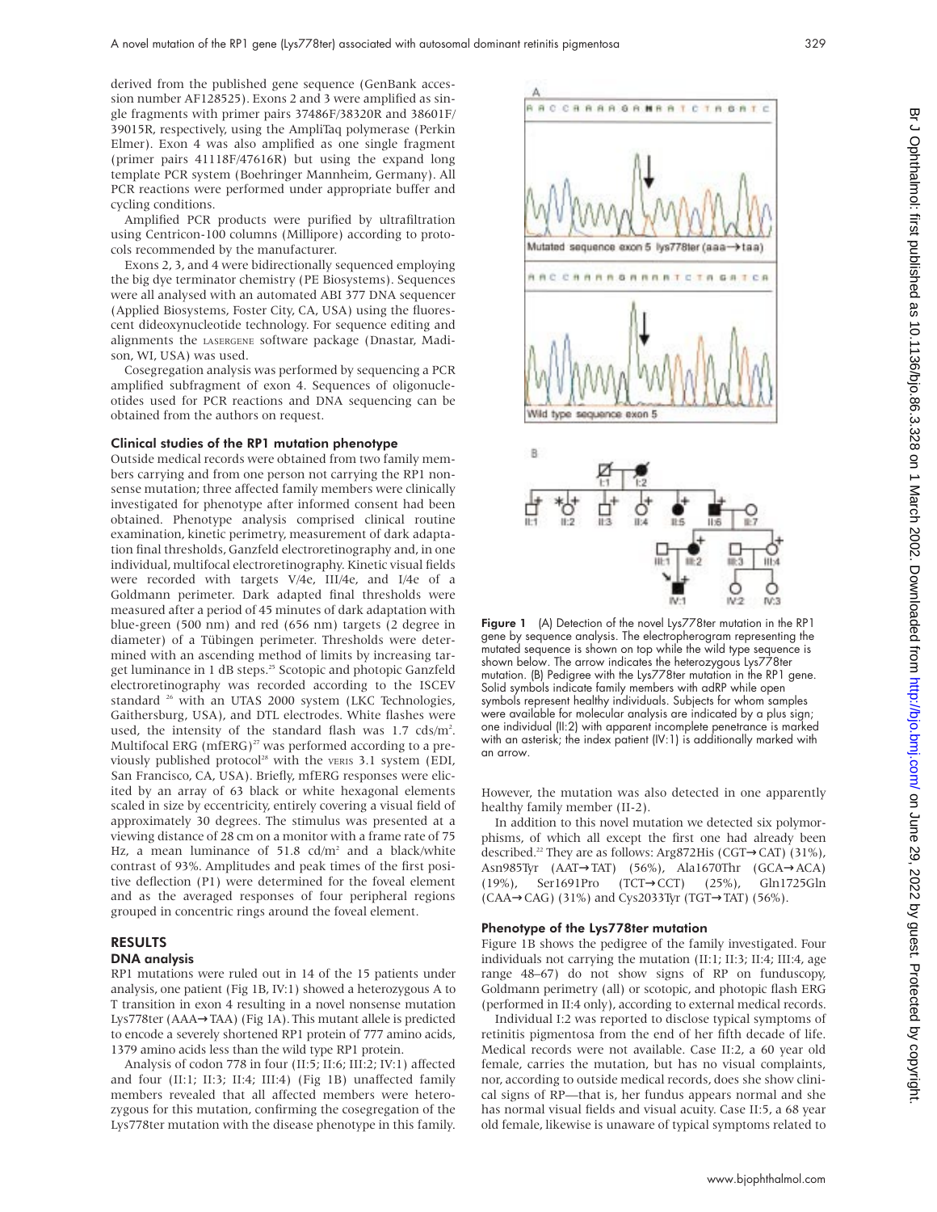derived from the published gene sequence (GenBank accession number AF128525). Exons 2 and 3 were amplified as single fragments with primer pairs 37486F/38320R and 38601F/39015R, respectively, using the AmpliTaq polymerase (Perkin Elmer). Exon 4 was also amplified as one single fragment (primer pairs 41118F/47616R) but using the expand long template PCR system (Boehringer Mannheim, Germany). All PCR reactions were performed under appropriate buffer and cycling conditions.

Amplified PCR products were purified by ultrafiltration using Centricon-100 columns (Millipore) according to protocols recommended by the manufacturer.

Exons 2, 3, and 4 were bidirectionally sequenced employing the big dye terminator chemistry (PE Biosystems). Sequences were all analysed with an automated ABI 377 DNA sequencer (Applied Biosystems, Foster City, CA, USA) using the fluorescent dideoxynucleotide technology. For sequence editing and alignments the LASERGENE software package (Dnastar, Madison, WI, USA) was used.

Cosegregation analysis was performed by sequencing a PCR amplified subfragment of exon 4. Sequences of oligonucleotides used for PCR reactions and DNA sequencing can be obtained from the authors on request.

### Clinical studies of the RP1 mutation phenotype

Outside medical records were obtained from two family members carrying and from one person not carrying the RP1 nonsense mutation; three affected family members were clinically investigated for phenotype after informed consent had been obtained. Phenotype analysis comprised clinical routine examination, kinetic perimetry, measurement of dark adaptation final thresholds, Ganzfeld electroretinography and, in one individual, multifocal electroretinography. Kinetic visual fields were recorded with targets V/4e, III/4e, and I/4e of a Goldmann perimeter. Dark adapted final thresholds were measured after a period of 45 minutes of dark adaptation with blue-green (500 nm) and red (656 nm) targets (2 degree in diameter) of a Tübingen perimeter. Thresholds were determined with an ascending method of limits by increasing target luminance in 1 dB steps.[25] Scotopic and photopic Ganzfeld electroretinography was recorded according to the ISCEV standard [26] with an UTAS 2000 system (LKC Technologies, Gaithersburg, USA), and DTL electrodes. White flashes were used, the intensity of the standard flash was 1.7 cds/m$^2$. Multifocal ERG (mfERG)[27] was performed according to a previously published protocol[28] with the VERIS 3.1 system (EDI, San Francisco, CA, USA). Briefly, mfERG responses were elicited by an array of 63 black or white hexagonal elements scaled in size by eccentricity, entirely covering a visual field of approximately 30 degrees. The stimulus was presented at a viewing distance of 28 cm on a monitor with a frame rate of 75 Hz, a mean luminance of 51.8 cd/m$^2$ and a black/white contrast of 93%. Amplitudes and peak times of the first positive deflection (P1) were determined for the foveal element and as the averaged responses of four peripheral regions grouped in concentric rings around the foveal element.

## RESULTS

### DNA analysis

RP1 mutations were ruled out in 14 of the 15 patients under analysis, one patient (Fig 1B, IV:1) showed a heterozygous A to T transition in exon 4 resulting in a novel nonsense mutation Lys778ter (AAA→TAA) (Fig 1A). This mutant allele is predicted to encode a severely shortened RP1 protein of 777 amino acids, 1379 amino acids less than the wild type RP1 protein.

Analysis of codon 778 in four (II:5; II:6; III:2; IV:1) affected and four (II:1; II:3; II:4; III:4) (Fig 1B) unaffected family members revealed that all affected members were heterozygous for this mutation, confirming the cosegregation of the Lys778ter mutation with the disease phenotype in this family.

A

AACCAAAAGAWAATCTAGATC

Mutated sequence exon 5 lys778ter (aaa→taa)

AACCAAAAGAAAATCTAGATCA

Wild type sequence exon 5

B

I:1 I:2

II:1 II:2 II:3 II:4 II:5 II:6 II:7

III:1 III:2 III:3 III:4

IV:1 IV:2 IV:3

**Figure 1** (A) Detection of the novel Lys778ter mutation in the RP1 gene by sequence analysis. The electropherogram representing the mutated sequence is shown on top while the wild type sequence is shown below. The arrow indicates the heterozygous Lys778ter mutation. (B) Pedigree with the Lys778ter mutation in the RP1 gene. Solid symbols indicate family members with adRP while open symbols represent healthy individuals. Subjects for whom samples were available for molecular analysis are indicated by a plus sign; one individual (II:2) with apparent incomplete penetrance is marked with an asterisk; the index patient (IV:1) is additionally marked with an arrow.

However, the mutation was also detected in one apparently healthy family member (II-2).

In addition to this novel mutation we detected six polymorphisms, of which all except the first one had already been described.[22] They are as follows: Arg872His (CGT→CAT) (31%), Asn985Tyr (AAT→TAT) (56%), Ala1670Thr (GCA→ACA) (19%), Ser1691Pro (TCT→CCT) (25%), Gln1725Gln (CAA→CAG) (31%) and Cys2033Tyr (TGT→TAT) (56%).

### Phenotype of the Lys778ter mutation

Figure 1B shows the pedigree of the family investigated. Four individuals not carrying the mutation (II:1; II:3; II:4; III:4, age range 48–67) do not show signs of RP on funduscopy, Goldmann perimetry (all) or scotopic, and photopic flash ERG (performed in II:4 only), according to external medical records.

Individual I:2 was reported to disclose typical symptoms of retinitis pigmentosa from the end of her fifth decade of life. Medical records were not available. Case II:2, a 60 year old female, carries the mutation, but has no visual complaints, nor, according to outside medical records, does she show clinical signs of RP—that is, her fundus appears normal and she has normal visual fields and visual acuity. Case II:5, a 68 year old female, likewise is unaware of typical symptoms related to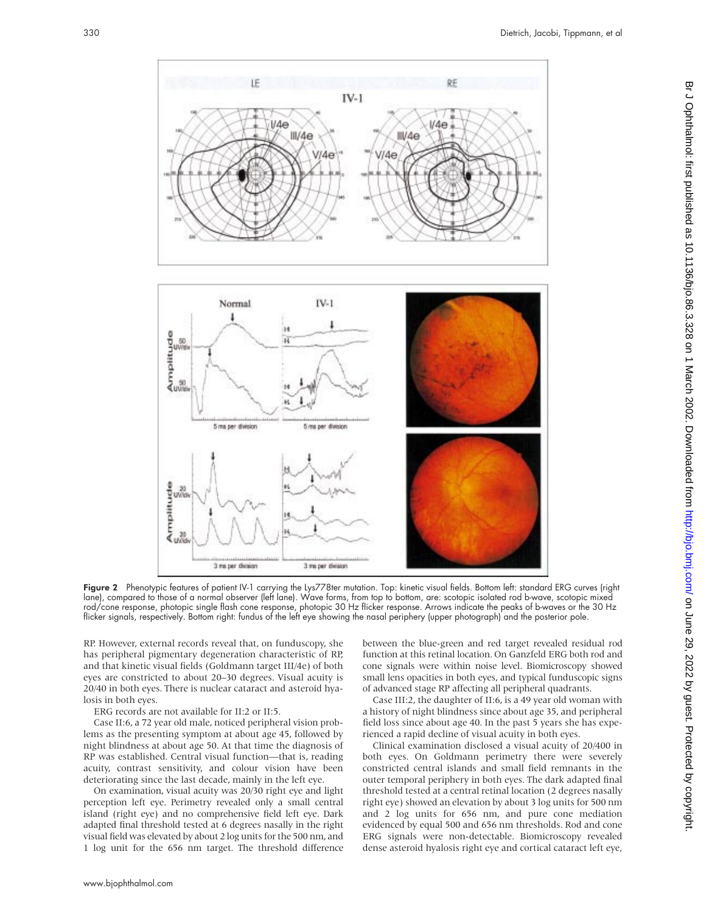LE

RE

IV-1

I/4e

III/4e

V/4e

Normal

IV-1

Amplitude

50 UV/div

20 UV/div

5 ms per division

3 ms per division

**Figure 2** Phenotypic features of patient IV-1 carrying the Lys778ter mutation. Top: kinetic visual fields. Bottom left: standard ERG curves (right lane), compared to those of a normal observer (left lane). Wave forms, from top to bottom, are: scotopic isolated rod b-wave, scotopic mixed rod/cone response, photopic single flash cone response, photopic 30 Hz flicker response. Arrows indicate the peaks of b-waves or the 30 Hz flicker signals, respectively. Bottom right: fundus of the left eye showing the nasal periphery (upper photograph) and the posterior pole.

RP. However, external records reveal that, on funduscopy, she has peripheral pigmentary degeneration characteristic of RP, and that kinetic visual fields (Goldmann target III/4e) of both eyes are constricted to about 20–30 degrees. Visual acuity is 20/40 in both eyes. There is nuclear cataract and asteroid hyalosis in both eyes.

ERG records are not available for II:2 or II:5.

Case II:6, a 72 year old male, noticed peripheral vision problems as the presenting symptom at about age 45, followed by night blindness at about age 50. At that time the diagnosis of RP was established. Central visual function—that is, reading acuity, contrast sensitivity, and colour vision have been deteriorating since the last decade, mainly in the left eye.

On examination, visual acuity was 20/30 right eye and light perception left eye. Perimetry revealed only a small central island (right eye) and no comprehensive field left eye. Dark adapted final threshold tested at 6 degrees nasally in the right visual field was elevated by about 2 log units for the 500 nm, and 1 log unit for the 656 nm target. The threshold difference between the blue-green and red target revealed residual rod function at this retinal location. On Ganzfeld ERG both rod and cone signals were within noise level. Biomicroscopy showed small lens opacities in both eyes, and typical funduscopic signs of advanced stage RP affecting all peripheral quadrants.

Case III:2, the daughter of II:6, is a 49 year old woman with a history of night blindness since about age 35, and peripheral field loss since about age 40. In the past 5 years she has experienced a rapid decline of visual acuity in both eyes.

Clinical examination disclosed a visual acuity of 20/400 in both eyes. On Goldmann perimetry there were severely constricted central islands and small field remnants in the outer temporal periphery in both eyes. The dark adapted final threshold tested at a central retinal location (2 degrees nasally right eye) showed an elevation by about 3 log units for 500 nm and 2 log units for 656 nm, and pure cone mediation evidenced by equal 500 and 656 nm thresholds. Rod and cone ERG signals were non-detectable. Biomicroscopy revealed dense asteroid hyalosis right eye and cortical cataract left eye,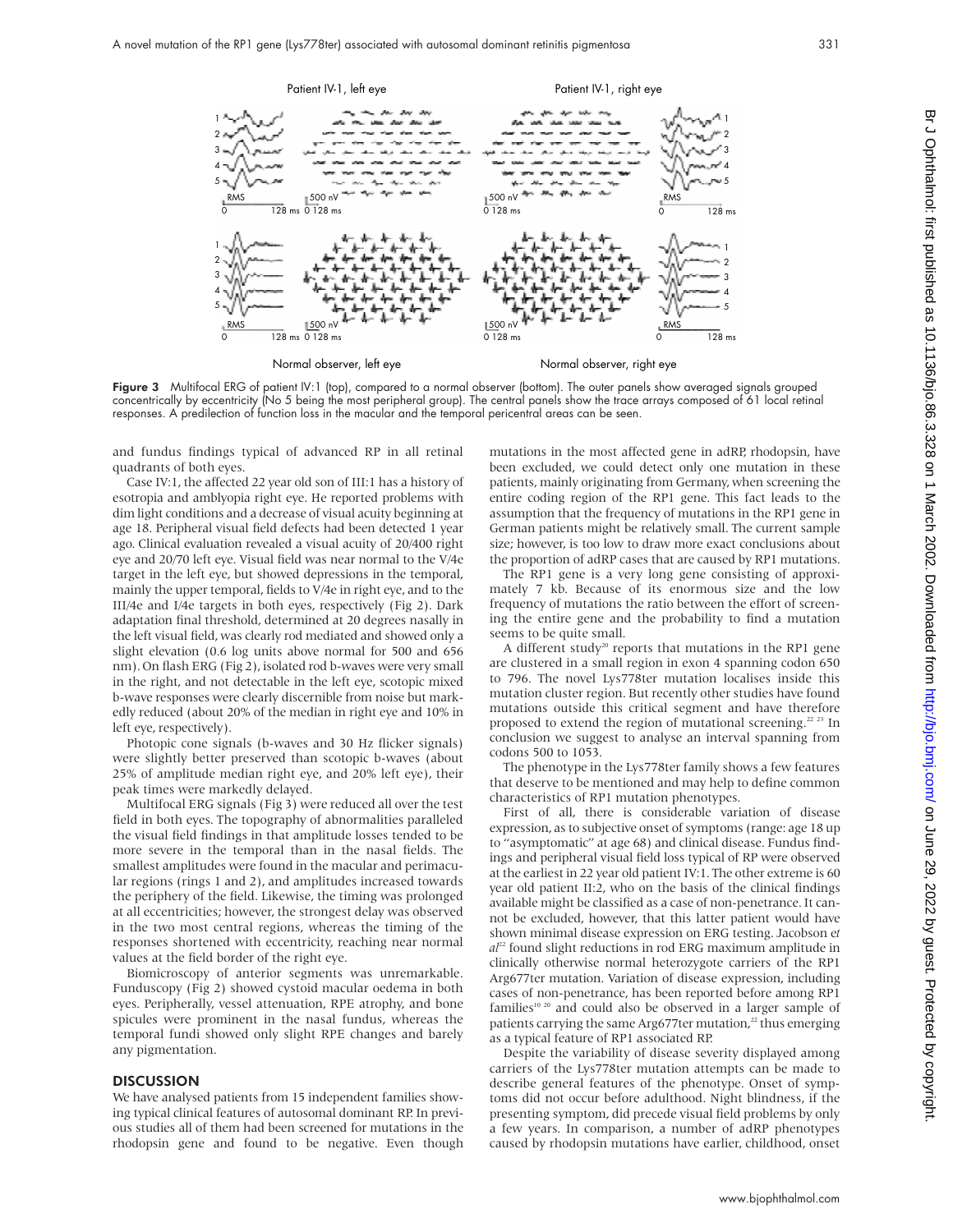Patient IV-1, left eye

Patient IV-1, right eye

1
2
3
4
5
RMS
0
128 ms
500 nV
0 128 ms

500 nV
0 128 ms
RMS
0
128 ms

Normal observer, left eye

Normal observer, right eye

**Figure 3** Multifocal ERG of patient IV:1 (top), compared to a normal observer (bottom). The outer panels show averaged signals grouped concentrically by eccentricity (No 5 being the most peripheral group). The central panels show the trace arrays composed of 61 local retinal responses. A predilection of function loss in the macular and the temporal pericentral areas can be seen.

and fundus findings typical of advanced RP in all retinal quadrants of both eyes.

Case IV:1, the affected 22 year old son of III:1 has a history of esotropia and amblyopia right eye. He reported problems with dim light conditions and a decrease of visual acuity beginning at age 18. Peripheral visual field defects had been detected 1 year ago. Clinical evaluation revealed a visual acuity of 20/400 right eye and 20/70 left eye. Visual field was near normal to the V/4e target in the left eye, but showed depressions in the temporal, mainly the upper temporal, fields to V/4e in right eye, and to the III/4e and I/4e targets in both eyes, respectively (Fig 2). Dark adaptation final threshold, determined at 20 degrees nasally in the left visual field, was clearly rod mediated and showed only a slight elevation (0.6 log units above normal for 500 and 656 nm). On flash ERG (Fig 2), isolated rod b-waves were very small in the right, and not detectable in the left eye, scotopic mixed b-wave responses were clearly discernible from noise but markedly reduced (about 20% of the median in right eye and 10% in left eye, respectively).

Photopic cone signals (b-waves and 30 Hz flicker signals) were slightly better preserved than scotopic b-waves (about 25% of amplitude median right eye, and 20% left eye), their peak times were markedly delayed.

Multifocal ERG signals (Fig 3) were reduced all over the test field in both eyes. The topography of abnormalities paralleled the visual field findings in that amplitude losses tended to be more severe in the temporal than in the nasal fields. The smallest amplitudes were found in the macular and perimacular regions (rings 1 and 2), and amplitudes increased towards the periphery of the field. Likewise, the timing was prolonged at all eccentricities; however, the strongest delay was observed in the two most central regions, whereas the timing of the responses shortened with eccentricity, reaching near normal values at the field border of the right eye.

Biomicroscopy of anterior segments was unremarkable. Funduscopy (Fig 2) showed cystoid macular oedema in both eyes. Peripherally, vessel attenuation, RPE atrophy, and bone spicules were prominent in the nasal fundus, whereas the temporal fundi showed only slight RPE changes and barely any pigmentation.

## DISCUSSION

We have analysed patients from 15 independent families showing typical clinical features of autosomal dominant RP. In previous studies all of them had been screened for mutations in the rhodopsin gene and found to be negative. Even though mutations in the most affected gene in adRP, rhodopsin, have been excluded, we could detect only one mutation in these patients, mainly originating from Germany, when screening the entire coding region of the RP1 gene. This fact leads to the assumption that the frequency of mutations in the RP1 gene in German patients might be relatively small. The current sample size; however, is too low to draw more exact conclusions about the proportion of adRP cases that are caused by RP1 mutations.

The RP1 gene is a very long gene consisting of approximately 7 kb. Because of its enormous size and the low frequency of mutations the ratio between the effort of screening the entire gene and the probability to find a mutation seems to be quite small.

A different study[20] reports that mutations in the RP1 gene are clustered in a small region in exon 4 spanning codon 650 to 796. The novel Lys778ter mutation localises inside this mutation cluster region. But recently other studies have found mutations outside this critical segment and have therefore proposed to extend the region of mutational screening.[22 23] In conclusion we suggest to analyse an interval spanning from codons 500 to 1053.

The phenotype in the Lys778ter family shows a few features that deserve to be mentioned and may help to define common characteristics of RP1 mutation phenotypes.

First of all, there is considerable variation of disease expression, as to subjective onset of symptoms (range: age 18 up to "asymptomatic" at age 68) and clinical disease. Fundus findings and peripheral visual field loss typical of RP were observed at the earliest in 22 year old patient IV:1. The other extreme is 60 year old patient II:2, who on the basis of the clinical findings available might be classified as a case of non-penetrance. It cannot be excluded, however, that this latter patient would have shown minimal disease expression on ERG testing. Jacobson *et al*[22] found slight reductions in rod ERG maximum amplitude in clinically otherwise normal heterozygote carriers of the RP1 Arg677ter mutation. Variation of disease expression, including cases of non-penetrance, has been reported before among RP1 families[10 20] and could also be observed in a larger sample of patients carrying the same Arg677ter mutation,[22] thus emerging as a typical feature of RP1 associated RP.

Despite the variability of disease severity displayed among carriers of the Lys778ter mutation attempts can be made to describe general features of the phenotype. Onset of symptoms did not occur before adulthood. Night blindness, if the presenting symptom, did precede visual field problems by only a few years. In comparison, a number of adRP phenotypes caused by rhodopsin mutations have earlier, childhood, onset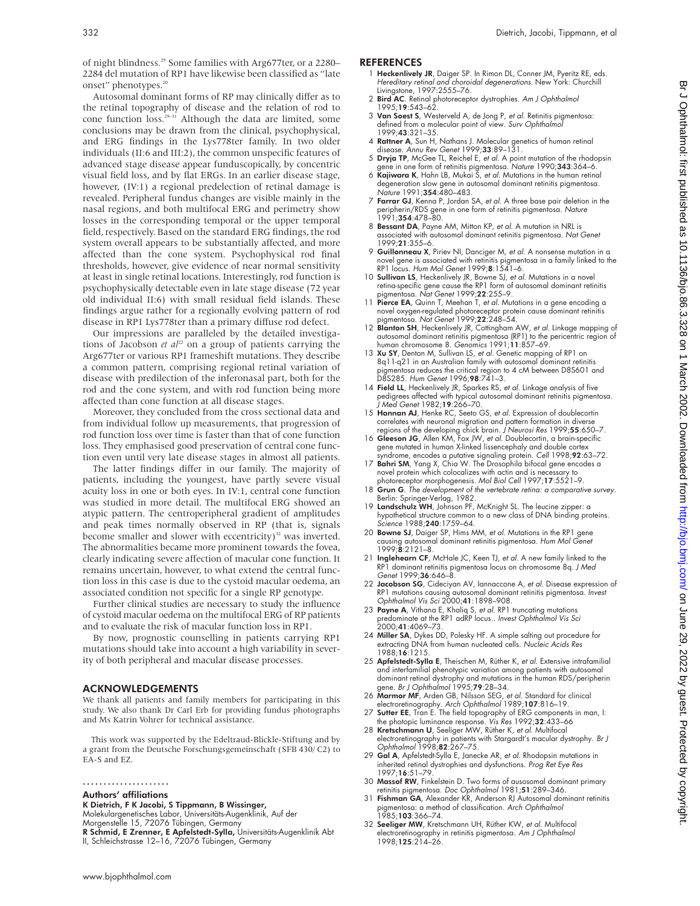of night blindness.[29] Some families with Arg677ter, or a 2280–2284 del mutation of RP1 have likewise been classified as "late onset" phenotypes.[20]

Autosomal dominant forms of RP may clinically differ as to the retinal topography of disease and the relation of rod to cone function loss.[29–31] Although the data are limited, some conclusions may be drawn from the clinical, psychophysical, and ERG findings in the Lys778ter family. In two older individuals (II:6 and III:2), the common unspecific features of advanced stage disease appear funduscopically, by concentric visual field loss, and by flat ERGs. In an earlier disease stage, however, (IV:1) a regional predelection of retinal damage is revealed. Peripheral fundus changes are visible mainly in the nasal regions, and both multifocal ERG and perimetry show losses in the corresponding temporal or the upper temporal field, respectively. Based on the standard ERG findings, the rod system overall appears to be substantially affected, and more affected than the cone system. Psychophysical rod final thresholds, however, give evidence of near normal sensitivity at least in single retinal locations. Interestingly, rod function is psychophysically detectable even in late stage disease (72 year old individual II:6) with small residual field islands. These findings argue rather for a regionally evolving pattern of rod disease in RP1 Lys778ter than a primary diffuse rod defect.

Our impressions are paralleled by the detailed investigations of Jacobson *et al*[22] on a group of patients carrying the Arg677ter or various RP1 frameshift mutations. They describe a common pattern, comprising regional retinal variation of disease with predilection of the inferonasal part, both for the rod and the cone system, and with rod function being more affected than cone function at all disease stages.

Moreover, they concluded from the cross sectional data and from individual follow up measurements, that progression of rod function loss over time is faster than that of cone function loss. They emphasised good preservation of central cone function even until very late disease stages in almost all patients.

The latter findings differ in our family. The majority of patients, including the youngest, have partly severe visual acuity loss in one or both eyes. In IV:1, central cone function was studied in more detail. The multifocal ERG showed an atypic pattern. The centroperipheral gradient of amplitudes and peak times normally observed in RP (that is, signals become smaller and slower with eccentricity)[32] was inverted. The abnormalities became more prominent towards the fovea, clearly indicating severe affection of macular cone function. It remains uncertain, however, to what extend the central function loss in this case is due to the cystoid macular oedema, an associated condition not specific for a single RP genotype.

Further clinical studies are necessary to study the influence of cystoid macular oedema on the multifocal ERG of RP patients and to evaluate the risk of macular function loss in RP1.

By now, prognostic counselling in patients carrying RP1 mutations should take into account a high variability in severity of both peripheral and macular disease processes.

## ACKNOWLEDGEMENTS

We thank all patients and family members for participating in this study. We also thank Dr Carl Erb for providing fundus photographs and Ms Katrin Vohrer for technical assistance.

This work was supported by the Edeltraud-Blickle-Stiftung and by a grant from the Deutsche Forschungsgemeinschaft (SFB 430/ C2) to EA-S and EZ.

### Authors' affiliations

**K Dietrich, F K Jacobi, S Tippmann, B Wissinger,** Molekulargenetisches Labor, Universitäts-Augenklinik, Auf der Morgenstelle 15, 72076 Tübingen, Germany
**R Schmid, E Zrenner, E Apfelstedt-Sylla,** Universitäts-Augenklinik Abt II, Schleichstrasse 12–16, 72076 Tübingen, Germany

## REFERENCES

1. **Heckenlively JR**, Daiger SP. In Rimon DL, Conner JM, Pyeritz RE, eds. *Hereditary retinal and choroidal degenerations*. New York: Churchill Livingstone, 1997:2555–76.
2. **Bird AC**. Retinal photoreceptor dystrophies. *Am J Ophthalmol* 1995;**19**:543–62.
3. **Van Soest S**, Westerveld A, de Jong P, *et al*. Retinitis pigmentosa: defined from a molecular point of view. *Surv Ophthalmol* 1999;**43**:321–35.
4. **Rattner A**, Sun H, Nathans J. Molecular genetics of human retinal disease. *Annu Rev Genet* 1999;**33**:89–131.
5. **Dryja TP**, McGee TL, Reichel E, *et al*. A point mutation of the rhodopsin gene in one form of retinitis pigmentosa. *Nature* 1990;**343**:364–6.
6. **Kajiwara K**, Hahn LB, Mukai S, *et al*. Mutations in the human retinal degeneration slow gene in autosomal dominant retinitis pigmentosa. *Nature* 1991;**354**:480–483.
7. **Farrar GJ**, Kenna P, Jordan SA, *et al*. A three base pair deletion in the peripherin/RDS gene in one form of retinitis pigmentosa. *Nature* 1991;**354**:478–80.
8. **Bessant DA**, Payne AM, Mitton KP, *et al*. A mutation in NRL is associated with autosomal dominant retinitis pigmentosa. *Nat Genet* 1999;**21**:355–6.
9. **Guillonneau X**, Piriev NI, Danciger M, *et al*. A nonsense mutation in a novel gene is associated with retinitis pigmentosa in a family linked to the RP1 locus. *Hum Mol Genet* 1999;**8**:1541–6.
10. **Sullivan LS**, Heckenlively JR, Bowne SJ, *et al*. Mutations in a novel retina-specific gene cause the RP1 form of autosomal dominant retinitis pigmentosa. *Nat Genet* 1999;**22**:255–9.
11. **Pierce EA**, Quinn T, Meehan T, *et al*. Mutations in a gene encoding a novel oxygen-regulated photoreceptor protein cause dominant retinitis pigmentosa. *Nat Genet* 1999;**22**:248–54.
12. **Blanton SH**, Heckenlively JR, Cottingham AW, *et al*. Linkage mapping of autosomal dominant retinitis pigmentosa (RP1) to the pericentric region of human chromosome 8. *Genomics* 1991;**11**:857–69.
13. **Xu SY**, Denton M, Sullivan LS, *et al*. Genetic mapping of RP1 on 8q11-q21 in an Australian family with autosomal dominant retinitis pigmentosa reduces the critical region to 4 cM between D8S601 and D8S285. *Hum Genet* 1996;**98**:741–3.
14. **Field LL**, Heckenlively JR, Sparkes RS, *et al*. Linkage analysis of five pedigrees affected with typical autosomal dominant retinitis pigmentosa. *J Med Genet* 1982;**19**:266–70.
15. **Hannan AJ**, Henke RC, Seeto GS, *et al*. Expression of doublecortin correlates with neuronal migration and pattern formation in diverse regions of the developing chick brain. *J Neurosci Res* 1999;**55**:650–7.
16. **Gleeson JG**, Allen KM, Fox JW, *et al*. Doublecortin, a brain-specific gene mutated in human X-linked lissencephaly and double cortex syndrome, encodes a putative signaling protein. *Cell* 1998;**92**:63–72.
17. **Bahri SM**, Yang X, Chia W. The Drosophila bifocal gene encodes a novel protein which colocalizes with actin and is necessary to photoreceptor morphogenesis. *Mol Biol Cell* 1997;**17**:5521–9.
18. **Grun G**. *The development of the vertebrate retina: a comparative survey*. Berlin: Springer-Verlag, 1982.
19. **Landschulz WH**, Johnson PF, McKnight SL. The leucine zipper: a hypothetical structure common to a new class of DNA binding proteins. *Science* 1988;**240**:1759–64.
20. **Bowne SJ**, Daiger SP, Hims MM, *et al*. Mutations in the RP1 gene causing autosomal dominant retinitis pigmentosa. *Hum Mol Genet* 1999;**8**:2121–8.
21. **Inglehearn CF**, McHale JC, Keen TJ, *et al*. A new family linked to the RP1 dominant retinitis pigmentosa locus on chromosome 8q. *J Med Genet* 1999;**36**:646–8.
22. **Jacobson SG**, Cideciyan AV, Iannaccone A, *et al*. Disease expression of RP1 mutations causing autosomal dominant retinitis pigmentosa. *Invest Ophthalmol Vis Sci* 2000;**41**:1898–908.
23. **Payne A**, Vithana E, Khaliq S, *et al*. RP1 truncating mutations predominate at the RP1 adRP locus.. *Invest Ophthalmol Vis Sci* 2000;**41**:4069–73.
24. **Miller SA**, Dykes DD, Polesky HF. A simple salting out procedure for extracting DNA from human nucleated cells. *Nucleic Acids Res* 1988;**16**:1215.
25. **Apfelstedt-Sylla E**, Theischen M, Rüther K, *et al*. Extensive intrafamilial and interfamilial phenotypic variation among patients with autosomal dominant retinal dystrophy and mutations in the human RDS/peripherin gene. *Br J Ophthalmol* 1995;**79**:28–34.
26. **Marmor MF**, Arden GB, Nilsson SEG, *et al*. Standard for clinical electroretinography. *Arch Ophthalmol* 1989;**107**:816–19.
27. **Sutter EE**, Tran E. The field topography of ERG components in man, I: the photopic luminance response. *Vis Res* 1992;**32**:433–66
28. **Kretschmann U**, Seeliger MW, Rüther K, *et al*. Multifocal electroretinography in patients with Stargardt's macular dystrophy. *Br J Ophthalmol* 1998;**82**:267–75.
29. **Gal A**, Apfelstedt-Sylla E, Janecke AR, *et al*. Rhodopsin mutations in inherited retinal dystrophies and dysfunctions. *Prog Ret Eye Res* 1997;**16**:51–79.
30. **Massof RW**, Finkelstein D. Two forms of ausosomal dominant primary retinitis pigmentosa. *Doc Ophthalmol* 1981;**51**:289–346.
31. **Fishman GA**, Alexander KR, Anderson RJ Autosomal dominant retinitis pigmentosa: a method of classification. *Arch Ophthalmol* 1985;**103**:366–74.
32. **Seeliger MW**, Kretschmann UH, Rüther KW, *et al*. Multifocal electroretinography in retinitis pigmentosa. *Am J Ophthalmol* 1998;**125**:214–26.